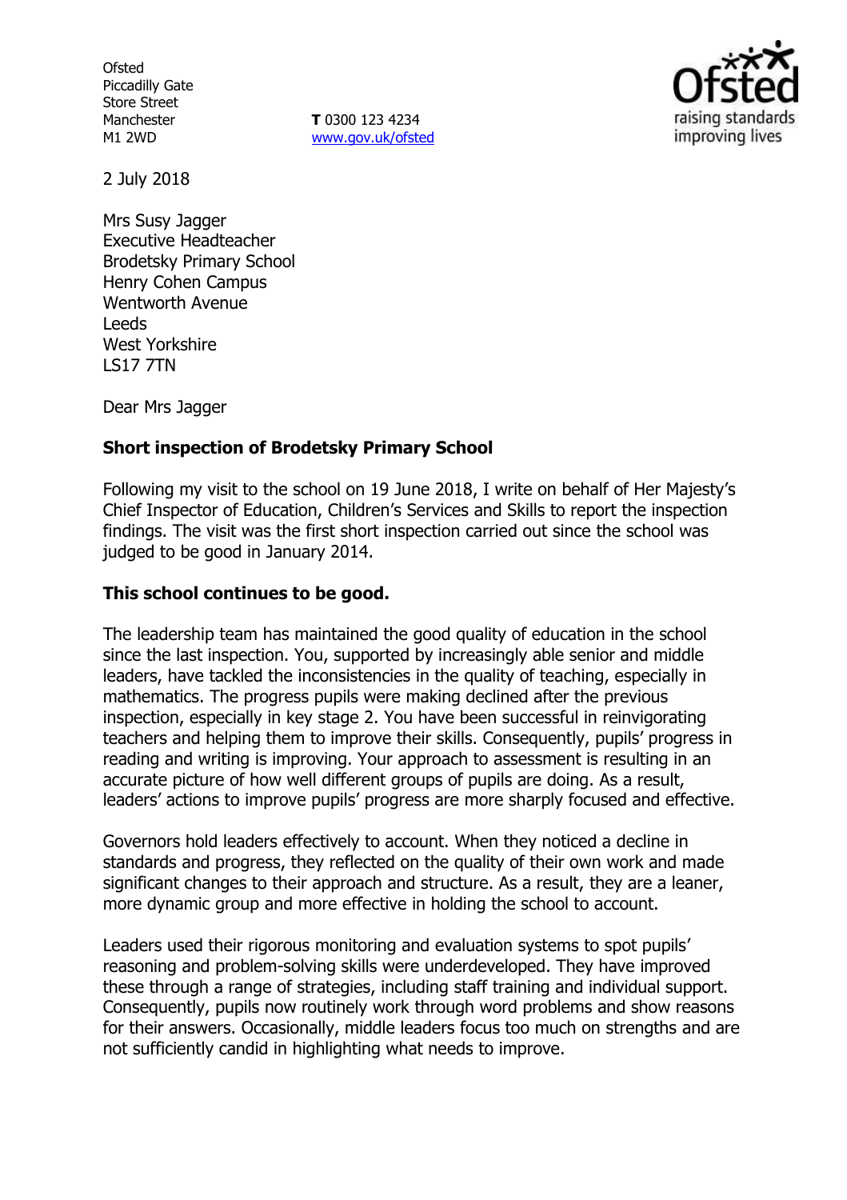Ofsted
Piccadilly Gate
Store Street
Manchester
M1 2WD

**T** 0300 123 4234
www.gov.uk/ofsted

2 July 2018

Mrs Susy Jagger
Executive Headteacher
Brodetsky Primary School
Henry Cohen Campus
Wentworth Avenue
Leeds
West Yorkshire
LS17 7TN

Dear Mrs Jagger

**Short inspection of Brodetsky Primary School**

Following my visit to the school on 19 June 2018, I write on behalf of Her Majesty's Chief Inspector of Education, Children's Services and Skills to report the inspection findings. The visit was the first short inspection carried out since the school was judged to be good in January 2014.

**This school continues to be good.**

The leadership team has maintained the good quality of education in the school since the last inspection. You, supported by increasingly able senior and middle leaders, have tackled the inconsistencies in the quality of teaching, especially in mathematics. The progress pupils were making declined after the previous inspection, especially in key stage 2. You have been successful in reinvigorating teachers and helping them to improve their skills. Consequently, pupils' progress in reading and writing is improving. Your approach to assessment is resulting in an accurate picture of how well different groups of pupils are doing. As a result, leaders' actions to improve pupils' progress are more sharply focused and effective.

Governors hold leaders effectively to account. When they noticed a decline in standards and progress, they reflected on the quality of their own work and made significant changes to their approach and structure. As a result, they are a leaner, more dynamic group and more effective in holding the school to account.

Leaders used their rigorous monitoring and evaluation systems to spot pupils' reasoning and problem-solving skills were underdeveloped. They have improved these through a range of strategies, including staff training and individual support. Consequently, pupils now routinely work through word problems and show reasons for their answers. Occasionally, middle leaders focus too much on strengths and are not sufficiently candid in highlighting what needs to improve.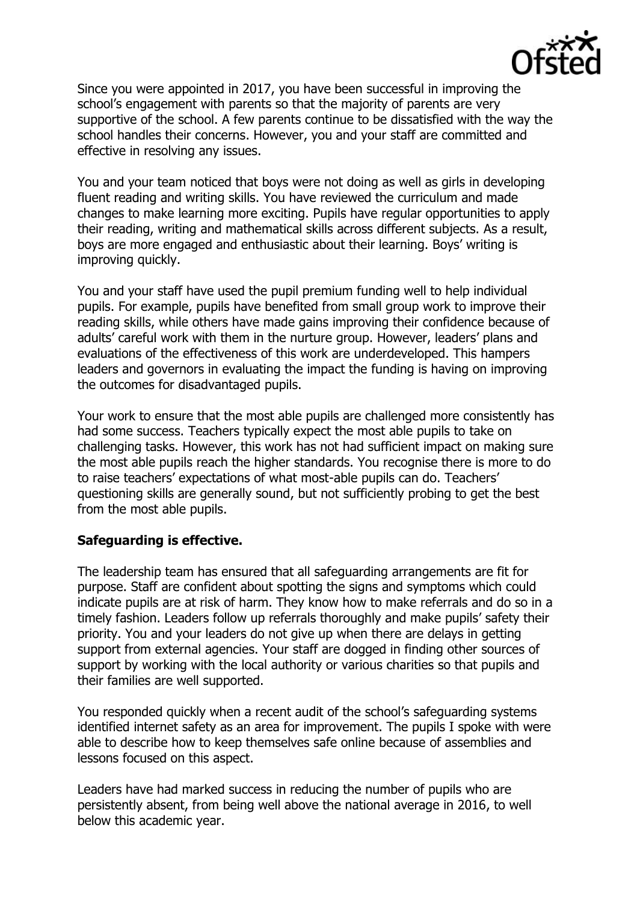Since you were appointed in 2017, you have been successful in improving the school's engagement with parents so that the majority of parents are very supportive of the school. A few parents continue to be dissatisfied with the way the school handles their concerns. However, you and your staff are committed and effective in resolving any issues.

You and your team noticed that boys were not doing as well as girls in developing fluent reading and writing skills. You have reviewed the curriculum and made changes to make learning more exciting. Pupils have regular opportunities to apply their reading, writing and mathematical skills across different subjects. As a result, boys are more engaged and enthusiastic about their learning. Boys' writing is improving quickly.

You and your staff have used the pupil premium funding well to help individual pupils. For example, pupils have benefited from small group work to improve their reading skills, while others have made gains improving their confidence because of adults' careful work with them in the nurture group. However, leaders' plans and evaluations of the effectiveness of this work are underdeveloped. This hampers leaders and governors in evaluating the impact the funding is having on improving the outcomes for disadvantaged pupils.

Your work to ensure that the most able pupils are challenged more consistently has had some success. Teachers typically expect the most able pupils to take on challenging tasks. However, this work has not had sufficient impact on making sure the most able pupils reach the higher standards. You recognise there is more to do to raise teachers' expectations of what most-able pupils can do. Teachers' questioning skills are generally sound, but not sufficiently probing to get the best from the most able pupils.

**Safeguarding is effective.**

The leadership team has ensured that all safeguarding arrangements are fit for purpose. Staff are confident about spotting the signs and symptoms which could indicate pupils are at risk of harm. They know how to make referrals and do so in a timely fashion. Leaders follow up referrals thoroughly and make pupils' safety their priority. You and your leaders do not give up when there are delays in getting support from external agencies. Your staff are dogged in finding other sources of support by working with the local authority or various charities so that pupils and their families are well supported.

You responded quickly when a recent audit of the school's safeguarding systems identified internet safety as an area for improvement. The pupils I spoke with were able to describe how to keep themselves safe online because of assemblies and lessons focused on this aspect.

Leaders have had marked success in reducing the number of pupils who are persistently absent, from being well above the national average in 2016, to well below this academic year.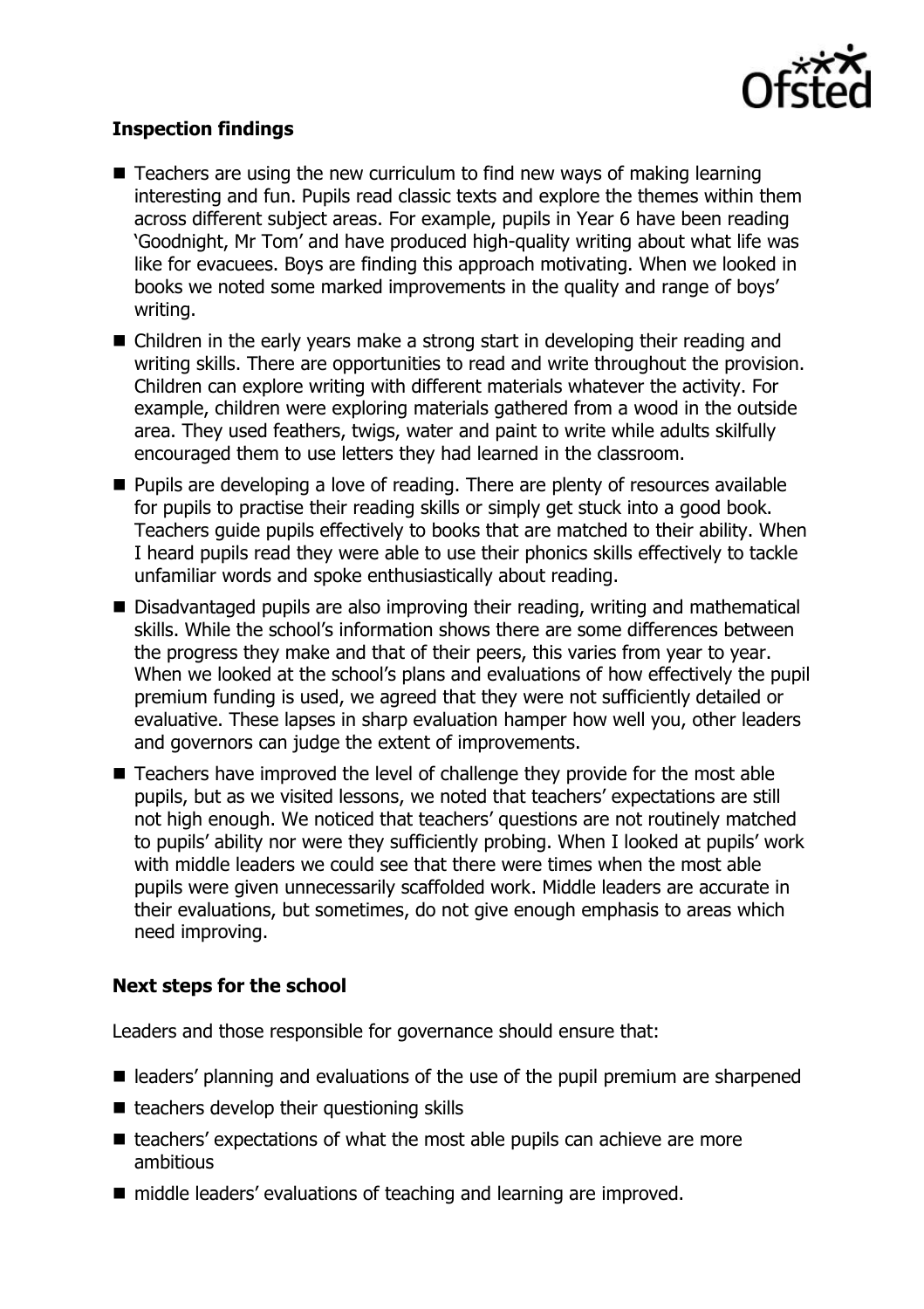## Inspection findings

- Teachers are using the new curriculum to find new ways of making learning interesting and fun. Pupils read classic texts and explore the themes within them across different subject areas. For example, pupils in Year 6 have been reading 'Goodnight, Mr Tom' and have produced high-quality writing about what life was like for evacuees. Boys are finding this approach motivating. When we looked in books we noted some marked improvements in the quality and range of boys' writing.
- Children in the early years make a strong start in developing their reading and writing skills. There are opportunities to read and write throughout the provision. Children can explore writing with different materials whatever the activity. For example, children were exploring materials gathered from a wood in the outside area. They used feathers, twigs, water and paint to write while adults skilfully encouraged them to use letters they had learned in the classroom.
- Pupils are developing a love of reading. There are plenty of resources available for pupils to practise their reading skills or simply get stuck into a good book. Teachers guide pupils effectively to books that are matched to their ability. When I heard pupils read they were able to use their phonics skills effectively to tackle unfamiliar words and spoke enthusiastically about reading.
- Disadvantaged pupils are also improving their reading, writing and mathematical skills. While the school's information shows there are some differences between the progress they make and that of their peers, this varies from year to year. When we looked at the school's plans and evaluations of how effectively the pupil premium funding is used, we agreed that they were not sufficiently detailed or evaluative. These lapses in sharp evaluation hamper how well you, other leaders and governors can judge the extent of improvements.
- Teachers have improved the level of challenge they provide for the most able pupils, but as we visited lessons, we noted that teachers' expectations are still not high enough. We noticed that teachers' questions are not routinely matched to pupils' ability nor were they sufficiently probing. When I looked at pupils' work with middle leaders we could see that there were times when the most able pupils were given unnecessarily scaffolded work. Middle leaders are accurate in their evaluations, but sometimes, do not give enough emphasis to areas which need improving.

## Next steps for the school

Leaders and those responsible for governance should ensure that:

- leaders' planning and evaluations of the use of the pupil premium are sharpened
- teachers develop their questioning skills
- teachers' expectations of what the most able pupils can achieve are more ambitious
- middle leaders' evaluations of teaching and learning are improved.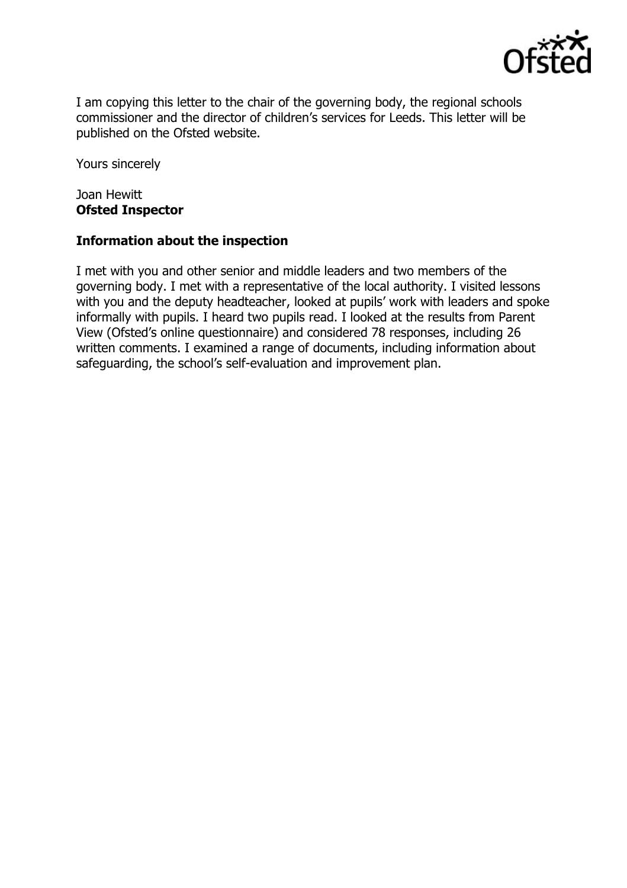I am copying this letter to the chair of the governing body, the regional schools commissioner and the director of children's services for Leeds. This letter will be published on the Ofsted website.

Yours sincerely

Joan Hewitt
**Ofsted Inspector**

### Information about the inspection

I met with you and other senior and middle leaders and two members of the governing body. I met with a representative of the local authority. I visited lessons with you and the deputy headteacher, looked at pupils' work with leaders and spoke informally with pupils. I heard two pupils read. I looked at the results from Parent View (Ofsted's online questionnaire) and considered 78 responses, including 26 written comments. I examined a range of documents, including information about safeguarding, the school's self-evaluation and improvement plan.